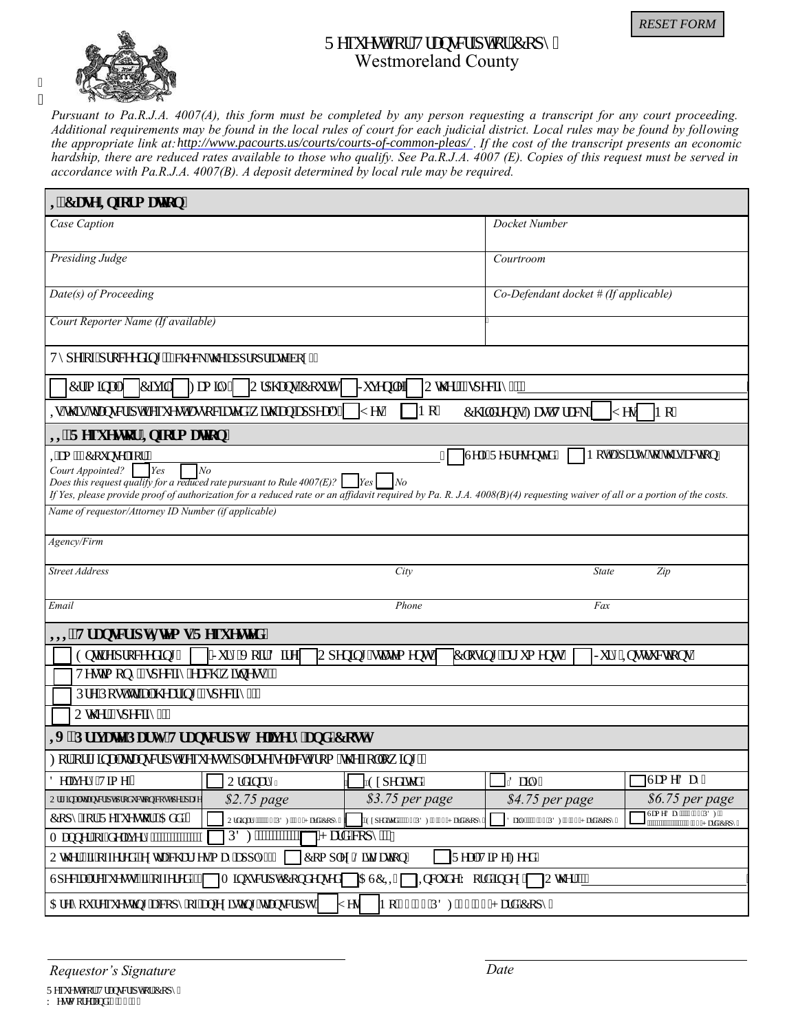# Request for Transcript or Copy
## Westmoreland County

*Pursuant to Pa.R.J.A. 4007(A), this form must be completed by any person requesting a transcript for any court proceeding. Additional requirements may be found in the local rules of court for each judicial district. Local rules may be found by following the appropriate link at: http://www.pacourts.us/courts/courts-of-common-pleas/ . If the cost of the transcript presents an economic hardship, there are reduced rates available to those who qualify. See Pa.R.J.A. 4007 (E). Copies of this request must be served in accordance with Pa.R.J.A. 4007(B). A deposit determined by local rule may be required.*

## I. Case Information

| | |
|---|---|
| Case Caption | Docket Number |
| Presiding Judge | Courtroom |
| Date(s) of Proceeding | Co-Defendant docket # (If applicable) |
| Court Reporter Name (If available) | |

Type of proceeding (check the appropriate box):

☐ Criminal ☐ Civil ☐ Family ☐ Orphans' Court ☐ Juvenile ☐ Other (specify): ____________

Is this transcript request associated with an appeal? ☐ Yes ☐ No    Children's Fast Track ☐ Yes ☐ No

## II. Requestor Information

I am: Counsel for ____________  ☐ Self-Represented  ☐ Not a party to this action

*Court Appointed?* ☐ *Yes* ☐ *No*

*Does this request qualify for a reduced rate pursuant to Rule 4007(E)?* ☐ *Yes* ☐ *No*

*If Yes, please provide proof of authorization for a reduced rate or an affidavit required by Pa. R. J.A. 4008(B)(4) requesting waiver of all or a portion of the costs.*

| | | | |
|---|---|---|---|
| Name of requestor/Attorney ID Number (if applicable) | | | |
| Agency/Firm | | | |
| Street Address | City | State | Zip |
| Email | Phone | Fax | |

## III. Transcript Items Requested

☐ Entire proceeding  ☐ Jury Voir Dire  ☐ Opening Statements  ☐ Closing Arguments  ☐ Jury Instructions

☐ Testimony (specify witness): ____________

☐ Pre/Post Trial Hearing (specify): ____________

☐ Other (specify): ____________

## IV. Private Party Transcript Delivery and Costs

For original transcripts requested please select from the following:

| Delivery Time | ☐ Ordinary | ☐ Expedited | ☐ Daily | ☐ Same Day |
|---|---|---|---|---|
| Original transcript production cost per page | $2.75 page | $3.75 per page | $4.75 per page | $6.75 per page |
| Copy for Requestor Add'l | Ordinary (PDF / Hard Copy) | Expedited (PDF / Hard Copy) | Daily (PDF / Hard Copy) | Same Day (PDF / Hard Copy) |

Manner of delivery: ☐ PDF ☐ Hard copy

Other (if offered, check all that apply): ☐ Complex Litigation ☐ Real Time Feed

Special requests (if offered): ☐ Minuscript/Condensed ☐ ASCII ☐ Include Word Index ☐ Other: ____________

Are you requesting a copy of an existing transcript? ☐ Yes ☐ No (PDF / Hard Copy)

Requestor's Signature ____________ Date ____________

Request for Transcript or Copy
Westmoreland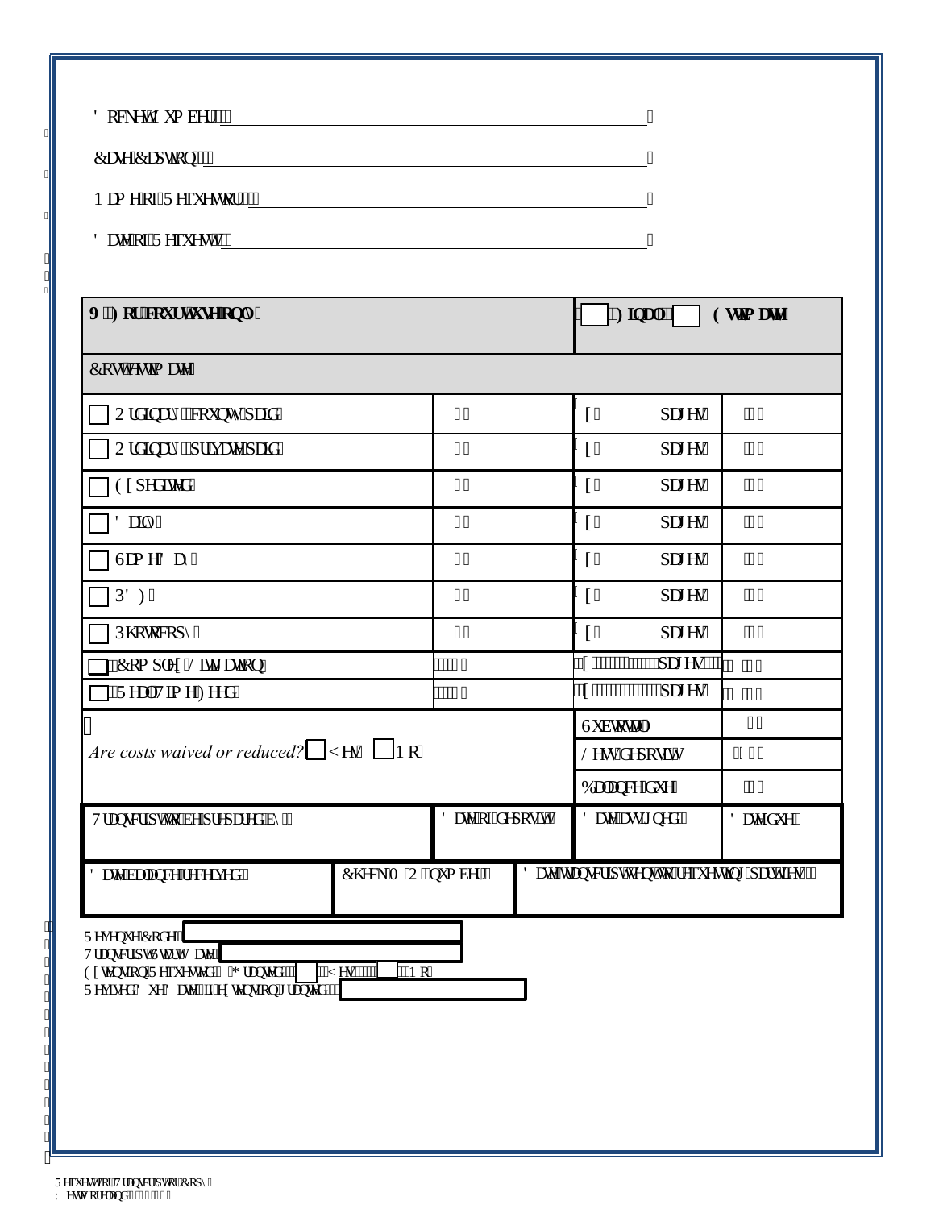Docket Number: ______________________________

Case Caption: ______________________________

Name of Requestor: ______________________________

Date of Request: ______________________________

| V. For court use only | [ ] Final [ ] Estimate | | |
|---|---|---|---|
| **Cost estimate** | | | |
| [ ] Ordinary - county paid | $ | x pages | $ |
| [ ] Ordinary - private paid | $ | x pages | $ |
| [ ] Expedited | $ | x pages | $ |
| [ ] Daily | $ | x pages | $ |
| [ ] Same Day | $ | x pages | $ |
| [ ] PDF | $ | x pages | $ |
| [ ] Photocopy | $ | x pages | $ |
| [ ] Complex Litigation | $ | x pages | $ |
| [ ] Real Time Feed | $ | x pages | $ |
| *Are costs waived or reduced?* [ ] Yes [ ] No | | Subtotal | $ |
| | | Less deposit | $ |
| | | Balance due | $ |
| Transcript to be prepared by: | Date of deposit | Date assigned: | Date due: |
| Date balance received: | Check/MO Number: | Date transcript sent to requesting parties: | |

Revenue Code: ______________________________

Transcript Start Date: ______________________________

Extension Requested: Granted: [ ] Yes [ ] No

Revised Due Date if extension granted: ______________________________